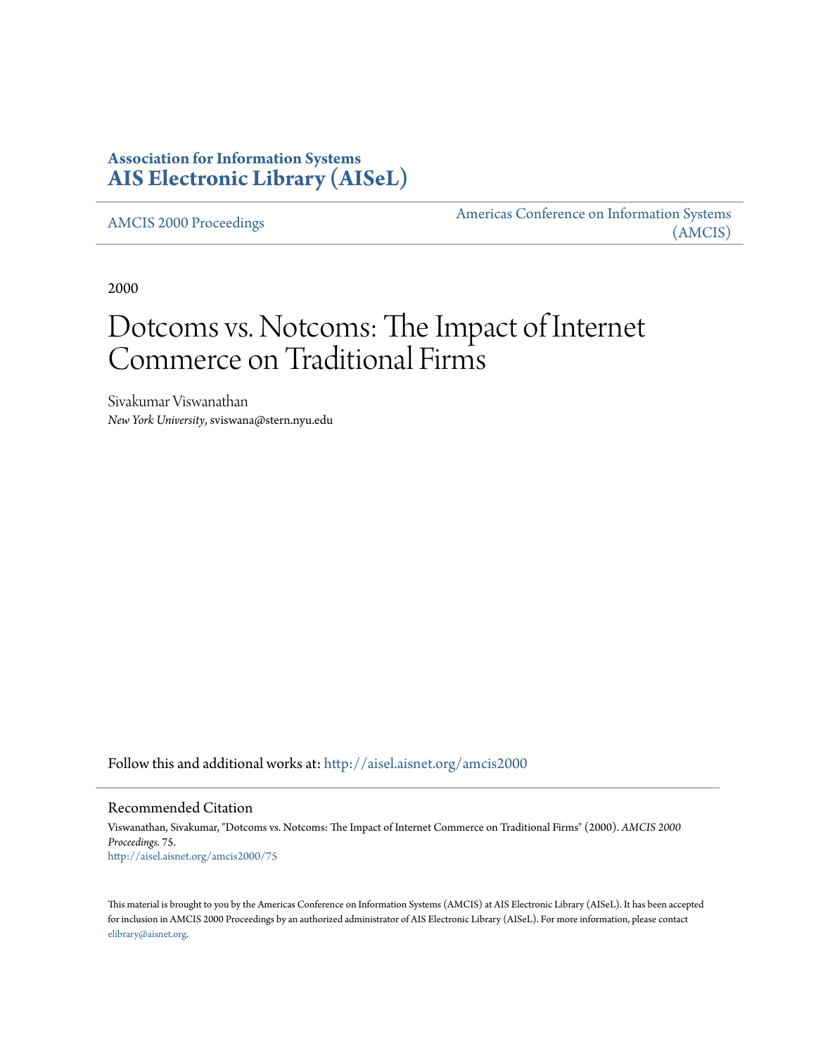**Association for Information Systems**
**AIS Electronic Library (AISeL)**

AMCIS 2000 Proceedings

Americas Conference on Information Systems (AMCIS)

2000

# Dotcoms vs. Notcoms: The Impact of Internet Commerce on Traditional Firms

Sivakumar Viswanathan
*New York University*, sviswana@stern.nyu.edu

Follow this and additional works at: http://aisel.aisnet.org/amcis2000

## Recommended Citation

Viswanathan, Sivakumar, "Dotcoms vs. Notcoms: The Impact of Internet Commerce on Traditional Firms" (2000). *AMCIS 2000 Proceedings*. 75.
http://aisel.aisnet.org/amcis2000/75

This material is brought to you by the Americas Conference on Information Systems (AMCIS) at AIS Electronic Library (AISeL). It has been accepted for inclusion in AMCIS 2000 Proceedings by an authorized administrator of AIS Electronic Library (AISeL). For more information, please contact elibrary@aisnet.org.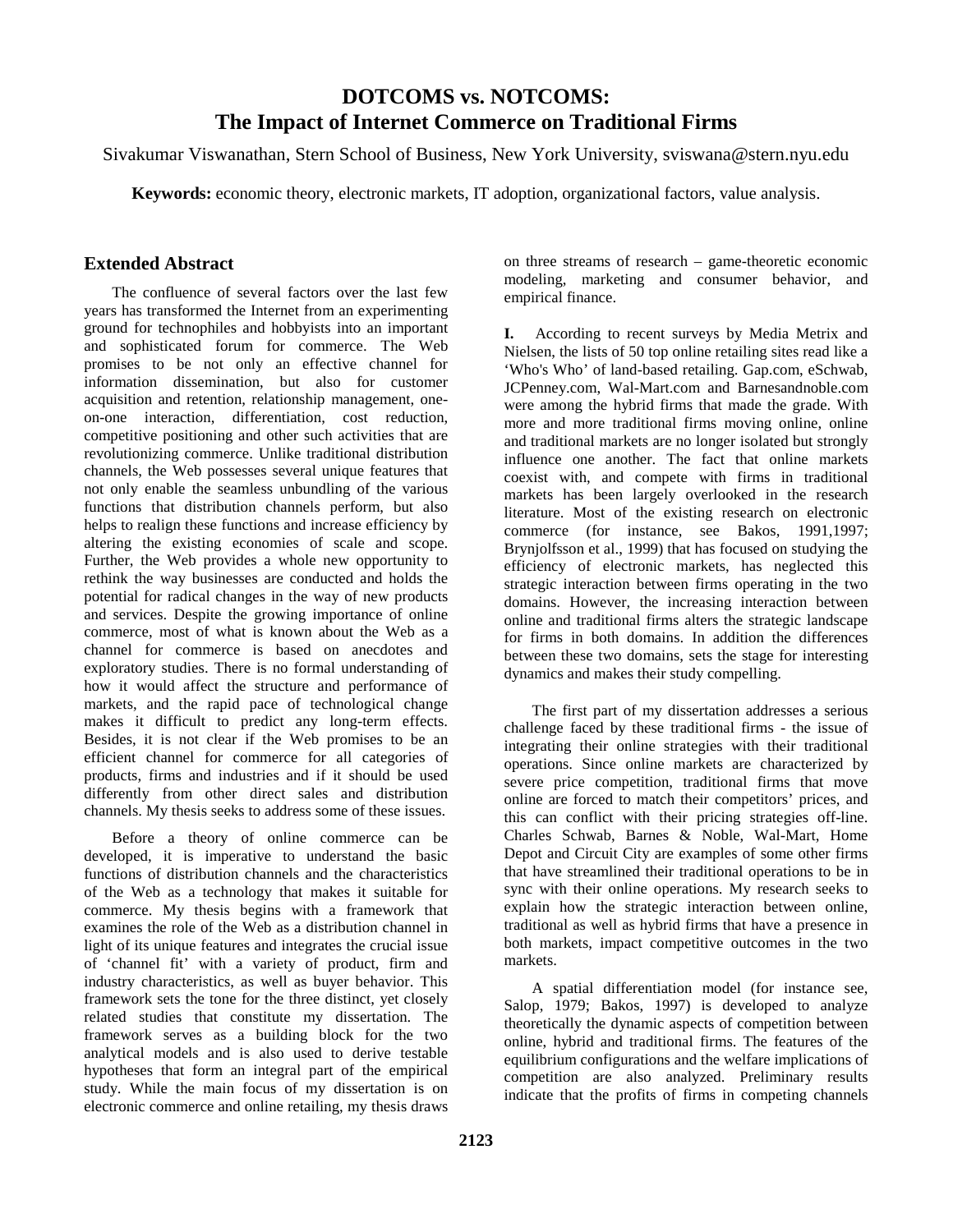# DOTCOMS vs. NOTCOMS: The Impact of Internet Commerce on Traditional Firms

Sivakumar Viswanathan, Stern School of Business, New York University, sviswana@stern.nyu.edu

**Keywords:** economic theory, electronic markets, IT adoption, organizational factors, value analysis.

## Extended Abstract

The confluence of several factors over the last few years has transformed the Internet from an experimenting ground for technophiles and hobbyists into an important and sophisticated forum for commerce. The Web promises to be not only an effective channel for information dissemination, but also for customer acquisition and retention, relationship management, one-on-one interaction, differentiation, cost reduction, competitive positioning and other such activities that are revolutionizing commerce. Unlike traditional distribution channels, the Web possesses several unique features that not only enable the seamless unbundling of the various functions that distribution channels perform, but also helps to realign these functions and increase efficiency by altering the existing economies of scale and scope. Further, the Web provides a whole new opportunity to rethink the way businesses are conducted and holds the potential for radical changes in the way of new products and services. Despite the growing importance of online commerce, most of what is known about the Web as a channel for commerce is based on anecdotes and exploratory studies. There is no formal understanding of how it would affect the structure and performance of markets, and the rapid pace of technological change makes it difficult to predict any long-term effects. Besides, it is not clear if the Web promises to be an efficient channel for commerce for all categories of products, firms and industries and if it should be used differently from other direct sales and distribution channels. My thesis seeks to address some of these issues.

Before a theory of online commerce can be developed, it is imperative to understand the basic functions of distribution channels and the characteristics of the Web as a technology that makes it suitable for commerce. My thesis begins with a framework that examines the role of the Web as a distribution channel in light of its unique features and integrates the crucial issue of 'channel fit' with a variety of product, firm and industry characteristics, as well as buyer behavior. This framework sets the tone for the three distinct, yet closely related studies that constitute my dissertation. The framework serves as a building block for the two analytical models and is also used to derive testable hypotheses that form an integral part of the empirical study. While the main focus of my dissertation is on electronic commerce and online retailing, my thesis draws on three streams of research – game-theoretic economic modeling, marketing and consumer behavior, and empirical finance.

**I.** According to recent surveys by Media Metrix and Nielsen, the lists of 50 top online retailing sites read like a 'Who's Who' of land-based retailing. Gap.com, eSchwab, JCPenney.com, Wal-Mart.com and Barnesandnoble.com were among the hybrid firms that made the grade. With more and more traditional firms moving online, online and traditional markets are no longer isolated but strongly influence one another. The fact that online markets coexist with, and compete with firms in traditional markets has been largely overlooked in the research literature. Most of the existing research on electronic commerce (for instance, see Bakos, 1991,1997; Brynjolfsson et al., 1999) that has focused on studying the efficiency of electronic markets, has neglected this strategic interaction between firms operating in the two domains. However, the increasing interaction between online and traditional firms alters the strategic landscape for firms in both domains. In addition the differences between these two domains, sets the stage for interesting dynamics and makes their study compelling.

The first part of my dissertation addresses a serious challenge faced by these traditional firms - the issue of integrating their online strategies with their traditional operations. Since online markets are characterized by severe price competition, traditional firms that move online are forced to match their competitors' prices, and this can conflict with their pricing strategies off-line. Charles Schwab, Barnes & Noble, Wal-Mart, Home Depot and Circuit City are examples of some other firms that have streamlined their traditional operations to be in sync with their online operations. My research seeks to explain how the strategic interaction between online, traditional as well as hybrid firms that have a presence in both markets, impact competitive outcomes in the two markets.

A spatial differentiation model (for instance see, Salop, 1979; Bakos, 1997) is developed to analyze theoretically the dynamic aspects of competition between online, hybrid and traditional firms. The features of the equilibrium configurations and the welfare implications of competition are also analyzed. Preliminary results indicate that the profits of firms in competing channels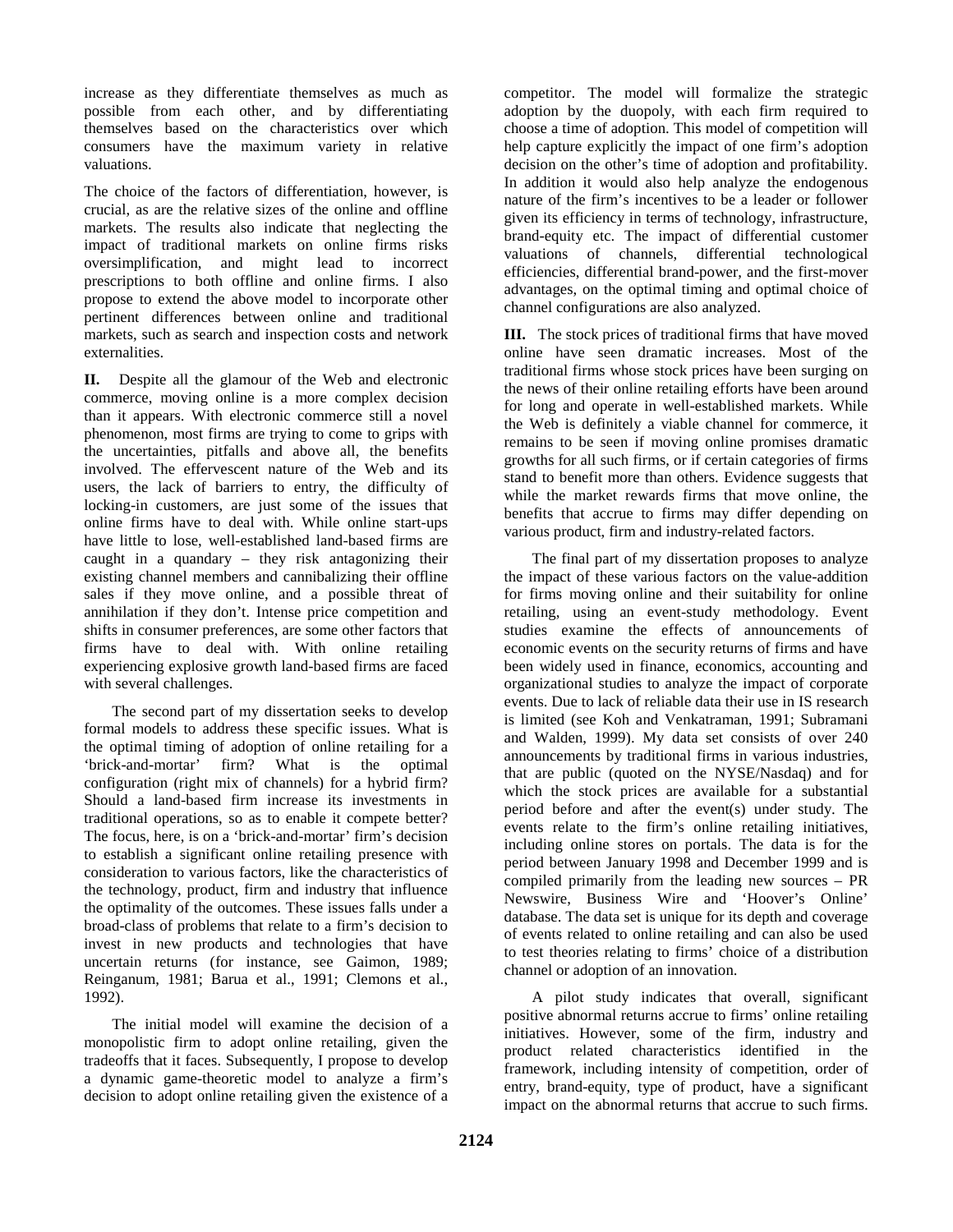increase as they differentiate themselves as much as possible from each other, and by differentiating themselves based on the characteristics over which consumers have the maximum variety in relative valuations.

The choice of the factors of differentiation, however, is crucial, as are the relative sizes of the online and offline markets. The results also indicate that neglecting the impact of traditional markets on online firms risks oversimplification, and might lead to incorrect prescriptions to both offline and online firms. I also propose to extend the above model to incorporate other pertinent differences between online and traditional markets, such as search and inspection costs and network externalities.

**II.** Despite all the glamour of the Web and electronic commerce, moving online is a more complex decision than it appears. With electronic commerce still a novel phenomenon, most firms are trying to come to grips with the uncertainties, pitfalls and above all, the benefits involved. The effervescent nature of the Web and its users, the lack of barriers to entry, the difficulty of locking-in customers, are just some of the issues that online firms have to deal with. While online start-ups have little to lose, well-established land-based firms are caught in a quandary – they risk antagonizing their existing channel members and cannibalizing their offline sales if they move online, and a possible threat of annihilation if they don't. Intense price competition and shifts in consumer preferences, are some other factors that firms have to deal with. With online retailing experiencing explosive growth land-based firms are faced with several challenges.

The second part of my dissertation seeks to develop formal models to address these specific issues. What is the optimal timing of adoption of online retailing for a 'brick-and-mortar' firm? What is the optimal configuration (right mix of channels) for a hybrid firm? Should a land-based firm increase its investments in traditional operations, so as to enable it compete better? The focus, here, is on a 'brick-and-mortar' firm's decision to establish a significant online retailing presence with consideration to various factors, like the characteristics of the technology, product, firm and industry that influence the optimality of the outcomes. These issues falls under a broad-class of problems that relate to a firm's decision to invest in new products and technologies that have uncertain returns (for instance, see Gaimon, 1989; Reinganum, 1981; Barua et al., 1991; Clemons et al., 1992).

The initial model will examine the decision of a monopolistic firm to adopt online retailing, given the tradeoffs that it faces. Subsequently, I propose to develop a dynamic game-theoretic model to analyze a firm's decision to adopt online retailing given the existence of a competitor. The model will formalize the strategic adoption by the duopoly, with each firm required to choose a time of adoption. This model of competition will help capture explicitly the impact of one firm's adoption decision on the other's time of adoption and profitability. In addition it would also help analyze the endogenous nature of the firm's incentives to be a leader or follower given its efficiency in terms of technology, infrastructure, brand-equity etc. The impact of differential customer valuations of channels, differential technological efficiencies, differential brand-power, and the first-mover advantages, on the optimal timing and optimal choice of channel configurations are also analyzed.

**III.** The stock prices of traditional firms that have moved online have seen dramatic increases. Most of the traditional firms whose stock prices have been surging on the news of their online retailing efforts have been around for long and operate in well-established markets. While the Web is definitely a viable channel for commerce, it remains to be seen if moving online promises dramatic growths for all such firms, or if certain categories of firms stand to benefit more than others. Evidence suggests that while the market rewards firms that move online, the benefits that accrue to firms may differ depending on various product, firm and industry-related factors.

The final part of my dissertation proposes to analyze the impact of these various factors on the value-addition for firms moving online and their suitability for online retailing, using an event-study methodology. Event studies examine the effects of announcements of economic events on the security returns of firms and have been widely used in finance, economics, accounting and organizational studies to analyze the impact of corporate events. Due to lack of reliable data their use in IS research is limited (see Koh and Venkatraman, 1991; Subramani and Walden, 1999). My data set consists of over 240 announcements by traditional firms in various industries, that are public (quoted on the NYSE/Nasdaq) and for which the stock prices are available for a substantial period before and after the event(s) under study. The events relate to the firm's online retailing initiatives, including online stores on portals. The data is for the period between January 1998 and December 1999 and is compiled primarily from the leading new sources – PR Newswire, Business Wire and 'Hoover's Online' database. The data set is unique for its depth and coverage of events related to online retailing and can also be used to test theories relating to firms' choice of a distribution channel or adoption of an innovation.

A pilot study indicates that overall, significant positive abnormal returns accrue to firms' online retailing initiatives. However, some of the firm, industry and product related characteristics identified in the framework, including intensity of competition, order of entry, brand-equity, type of product, have a significant impact on the abnormal returns that accrue to such firms.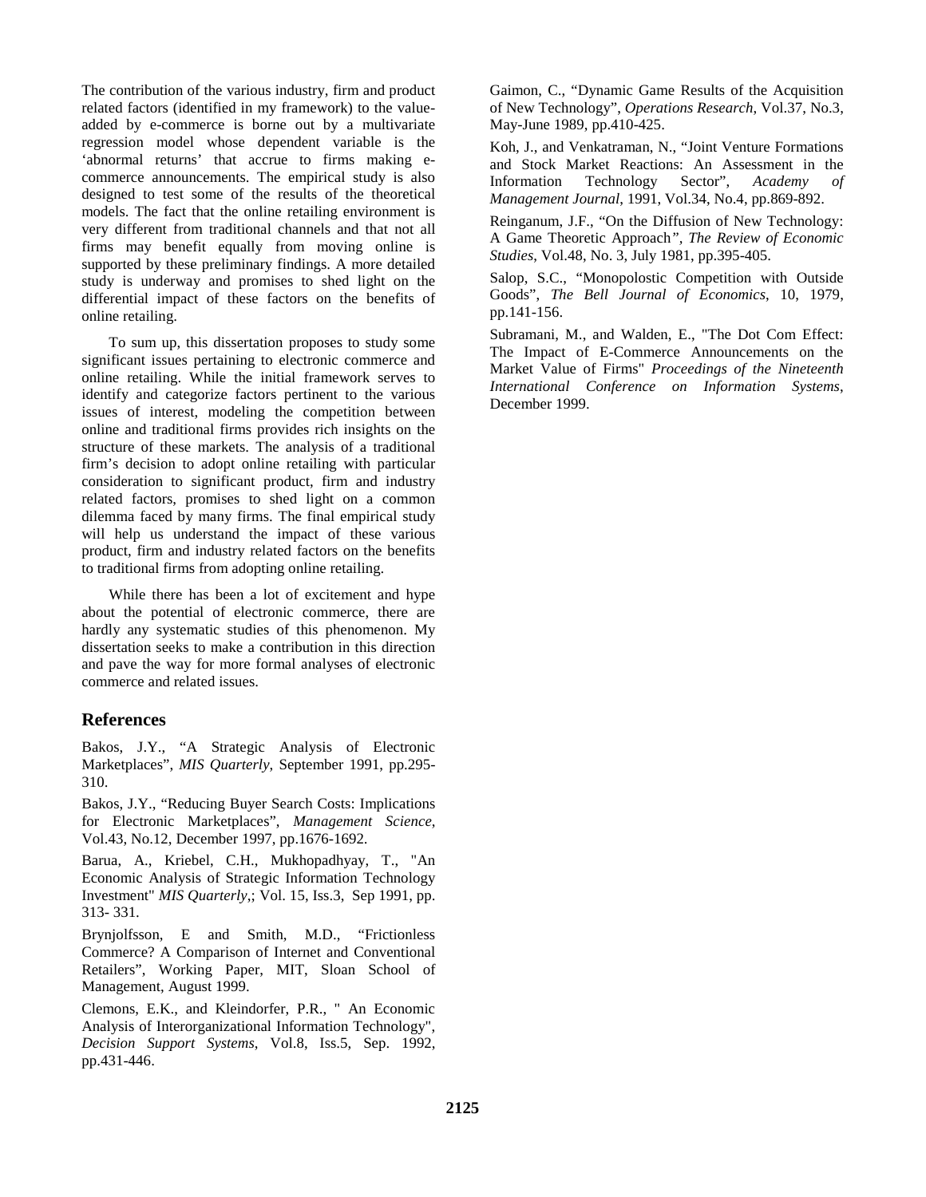The contribution of the various industry, firm and product related factors (identified in my framework) to the value-added by e-commerce is borne out by a multivariate regression model whose dependent variable is the 'abnormal returns' that accrue to firms making e-commerce announcements. The empirical study is also designed to test some of the results of the theoretical models. The fact that the online retailing environment is very different from traditional channels and that not all firms may benefit equally from moving online is supported by these preliminary findings. A more detailed study is underway and promises to shed light on the differential impact of these factors on the benefits of online retailing.

To sum up, this dissertation proposes to study some significant issues pertaining to electronic commerce and online retailing. While the initial framework serves to identify and categorize factors pertinent to the various issues of interest, modeling the competition between online and traditional firms provides rich insights on the structure of these markets. The analysis of a traditional firm's decision to adopt online retailing with particular consideration to significant product, firm and industry related factors, promises to shed light on a common dilemma faced by many firms. The final empirical study will help us understand the impact of these various product, firm and industry related factors on the benefits to traditional firms from adopting online retailing.

While there has been a lot of excitement and hype about the potential of electronic commerce, there are hardly any systematic studies of this phenomenon. My dissertation seeks to make a contribution in this direction and pave the way for more formal analyses of electronic commerce and related issues.

## References

Bakos, J.Y., "A Strategic Analysis of Electronic Marketplaces", *MIS Quarterly*, September 1991, pp.295-310.

Bakos, J.Y., "Reducing Buyer Search Costs: Implications for Electronic Marketplaces", *Management Science*, Vol.43, No.12, December 1997, pp.1676-1692.

Barua, A., Kriebel, C.H., Mukhopadhyay, T., "An Economic Analysis of Strategic Information Technology Investment" *MIS Quarterly*,; Vol. 15, Iss.3, Sep 1991, pp. 313- 331.

Brynjolfsson, E and Smith, M.D., "Frictionless Commerce? A Comparison of Internet and Conventional Retailers", Working Paper, MIT, Sloan School of Management, August 1999.

Clemons, E.K., and Kleindorfer, P.R., " An Economic Analysis of Interorganizational Information Technology", *Decision Support Systems*, Vol.8, Iss.5, Sep. 1992, pp.431-446.

Gaimon, C., "Dynamic Game Results of the Acquisition of New Technology", *Operations Research*, Vol.37, No.3, May-June 1989, pp.410-425.

Koh, J., and Venkatraman, N., "Joint Venture Formations and Stock Market Reactions: An Assessment in the Information Technology Sector", *Academy of Management Journal*, 1991, Vol.34, No.4, pp.869-892.

Reinganum, J.F., "On the Diffusion of New Technology: A Game Theoretic Approach", *The Review of Economic Studies*, Vol.48, No. 3, July 1981, pp.395-405.

Salop, S.C., "Monopolostic Competition with Outside Goods", *The Bell Journal of Economics*, 10, 1979, pp.141-156.

Subramani, M., and Walden, E., "The Dot Com Effect: The Impact of E-Commerce Announcements on the Market Value of Firms" *Proceedings of the Nineteenth International Conference on Information Systems*, December 1999.